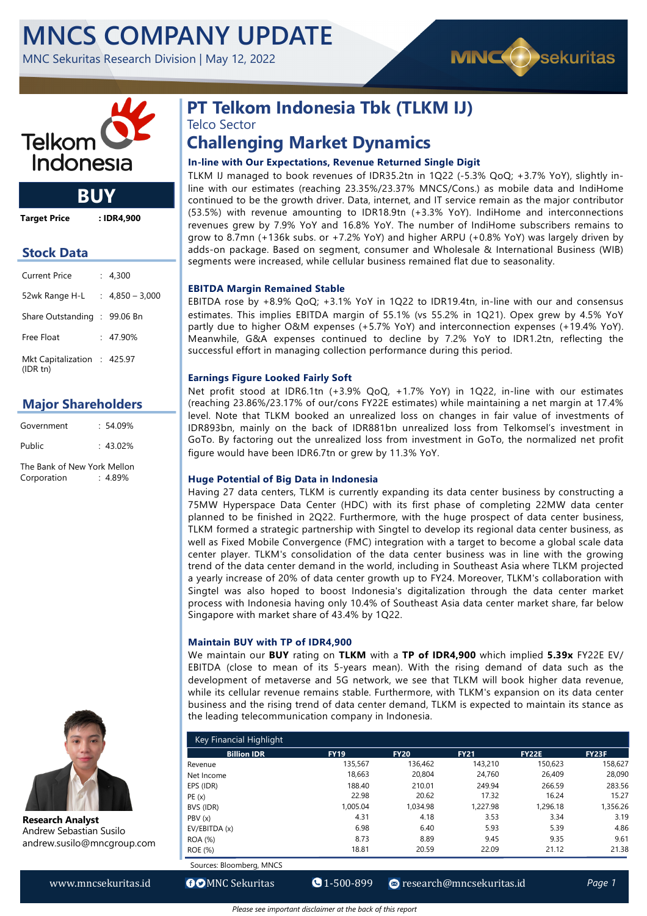# MNCS COMPANY UPDATE

MNC Sekuritas Research Division | May 12, 2022

**BUY**

**Target Price : IDR4,900**

## Stock Data

| | |
|---|---|
| Current Price | : 4,300 |
| 52wk Range H-L | : 4,850 – 3,000 |
| Share Outstanding | : 99.06 Bn |
| Free Float | : 47.90% |
| Mkt Capitalization (IDR tn) | : 425.97 |

## Major Shareholders

| | |
|---|---|
| Government | : 54.09% |
| Public | : 43.02% |
| The Bank of New York Mellon Corporation | : 4.89% |

**Research Analyst**
Andrew Sebastian Susilo
andrew.susilo@mncgroup.com

# PT Telkom Indonesia Tbk (TLKM IJ)

Telco Sector

## Challenging Market Dynamics

### In-line with Our Expectations, Revenue Returned Single Digit

TLKM IJ managed to book revenues of IDR35.2tn in 1Q22 (-5.3% QoQ; +3.7% YoY), slightly in-line with our estimates (reaching 23.35%/23.37% MNCS/Cons.) as mobile data and IndiHome continued to be the growth driver. Data, internet, and IT service remain as the major contributor (53.5%) with revenue amounting to IDR18.9tn (+3.3% YoY). IndiHome and interconnections revenues grew by 7.9% YoY and 16.8% YoY. The number of IndiHome subscribers remains to grow to 8.7mn (+136k subs. or +7.2% YoY) and higher ARPU (+0.8% YoY) was largely driven by adds-on package. Based on segment, consumer and Wholesale & International Business (WIB) segments were increased, while cellular business remained flat due to seasonality.

### EBITDA Margin Remained Stable

EBITDA rose by +8.9% QoQ; +3.1% YoY in 1Q22 to IDR19.4tn, in-line with our and consensus estimates. This implies EBITDA margin of 55.1% (vs 55.2% in 1Q21). Opex grew by 4.5% YoY partly due to higher O&M expenses (+5.7% YoY) and interconnection expenses (+19.4% YoY). Meanwhile, G&A expenses continued to decline by 7.2% YoY to IDR1.2tn, reflecting the successful effort in managing collection performance during this period.

### Earnings Figure Looked Fairly Soft

Net profit stood at IDR6.1tn (+3.9% QoQ, +1.7% YoY) in 1Q22, in-line with our estimates (reaching 23.86%/23.17% of our/cons FY22E estimates) while maintaining a net margin at 17.4% level. Note that TLKM booked an unrealized loss on changes in fair value of investments of IDR893bn, mainly on the back of IDR881bn unrealized loss from Telkomsel's investment in GoTo. By factoring out the unrealized loss from investment in GoTo, the normalized net profit figure would have been IDR6.7tn or grew by 11.3% YoY.

### Huge Potential of Big Data in Indonesia

Having 27 data centers, TLKM is currently expanding its data center business by constructing a 75MW Hyperspace Data Center (HDC) with its first phase of completing 22MW data center planned to be finished in 2Q22. Furthermore, with the huge prospect of data center business, TLKM formed a strategic partnership with Singtel to develop its regional data center business, as well as Fixed Mobile Convergence (FMC) integration with a target to become a global scale data center player. TLKM's consolidation of the data center business was in line with the growing trend of the data center demand in the world, including in Southeast Asia where TLKM projected a yearly increase of 20% of data center growth up to FY24. Moreover, TLKM's collaboration with Singtel was also hoped to boost Indonesia's digitalization through the data center market process with Indonesia having only 10.4% of Southeast Asia data center market share, far below Singapore with market share of 43.4% by 1Q22.

### Maintain BUY with TP of IDR4,900

We maintain our **BUY** rating on **TLKM** with a **TP of IDR4,900** which implied **5.39x** FY22E EV/EBITDA (close to mean of its 5-years mean). With the rising demand of data such as the development of metaverse and 5G network, we see that TLKM will book higher data revenue, while its cellular revenue remains stable. Furthermore, with TLKM's expansion on its data center business and the rising trend of data center demand, TLKM is expected to maintain its stance as the leading telecommunication company in Indonesia.

Key Financial Highlight

| Billion IDR | FY19 | FY20 | FY21 | FY22E | FY23F |
|---|---|---|---|---|---|
| Revenue | 135,567 | 136,462 | 143,210 | 150,623 | 158,627 |
| Net Income | 18,663 | 20,804 | 24,760 | 26,409 | 28,090 |
| EPS (IDR) | 188.40 | 210.01 | 249.94 | 266.59 | 283.56 |
| PE (x) | 22.98 | 20.62 | 17.32 | 16.24 | 15.27 |
| BVS (IDR) | 1,005.04 | 1,034.98 | 1,227.98 | 1,296.18 | 1,356.26 |
| PBV (x) | 4.31 | 4.18 | 3.53 | 3.34 | 3.19 |
| EV/EBITDA (x) | 6.98 | 6.40 | 5.93 | 5.39 | 4.86 |
| ROA (%) | 8.73 | 8.89 | 9.45 | 9.35 | 9.61 |
| ROE (%) | 18.81 | 20.59 | 22.09 | 21.12 | 21.38 |

Sources: Bloomberg, MNCS

*Please see important disclaimer at the back of this report*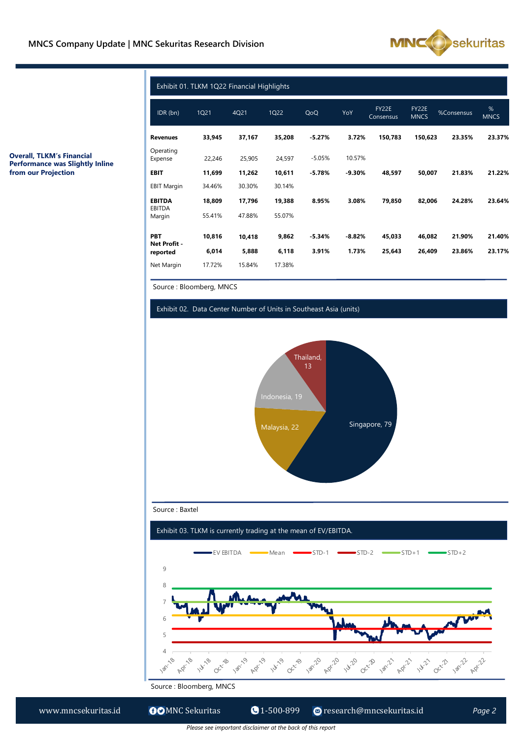**Overall, TLKM's Financial Performance was Slightly Inline from our Projection**

Exhibit 01. TLKM 1Q22 Financial Highlights

| IDR (bn) | 1Q21 | 4Q21 | 1Q22 | QoQ | YoY | FY22E Consensus | FY22E MNCS | %Consensus | % MNCS |
|---|---|---|---|---|---|---|---|---|---|
| **Revenues** | **33,945** | **37,167** | **35,208** | **-5.27%** | **3.72%** | **150,783** | **150,623** | **23.35%** | **23.37%** |
| Operating Expense | 22,246 | 25,905 | 24,597 | -5.05% | 10.57% | | | | |
| **EBIT** | **11,699** | **11,262** | **10,611** | **-5.78%** | **-9.30%** | **48,597** | **50,007** | **21.83%** | **21.22%** |
| EBIT Margin | 34.46% | 30.30% | 30.14% | | | | | | |
| **EBITDA** | **18,809** | **17,796** | **19,388** | **8.95%** | **3.08%** | **79,850** | **82,006** | **24.28%** | **23.64%** |
| EBITDA Margin | 55.41% | 47.88% | 55.07% | | | | | | |
| **PBT** | **10,816** | **10,418** | **9,862** | **-5.34%** | **-8.82%** | **45,033** | **46,082** | **21.90%** | **21.40%** |
| **Net Profit - reported** | **6,014** | **5,888** | **6,118** | **3.91%** | **1.73%** | **25,643** | **26,409** | **23.86%** | **23.17%** |
| Net Margin | 17.72% | 15.84% | 17.38% | | | | | | |

Source : Bloomberg, MNCS

Exhibit 02. Data Center Number of Units in Southeast Asia (units)

| Country | Units |
|---|---|
| Singapore | 79 |
| Malaysia | 22 |
| Indonesia | 19 |
| Thailand | 13 |

Source : Baxtel

Exhibit 03. TLKM is currently trading at the mean of EV/EBITDA.

Source : Bloomberg, MNCS

*Please see important disclaimer at the back of this report*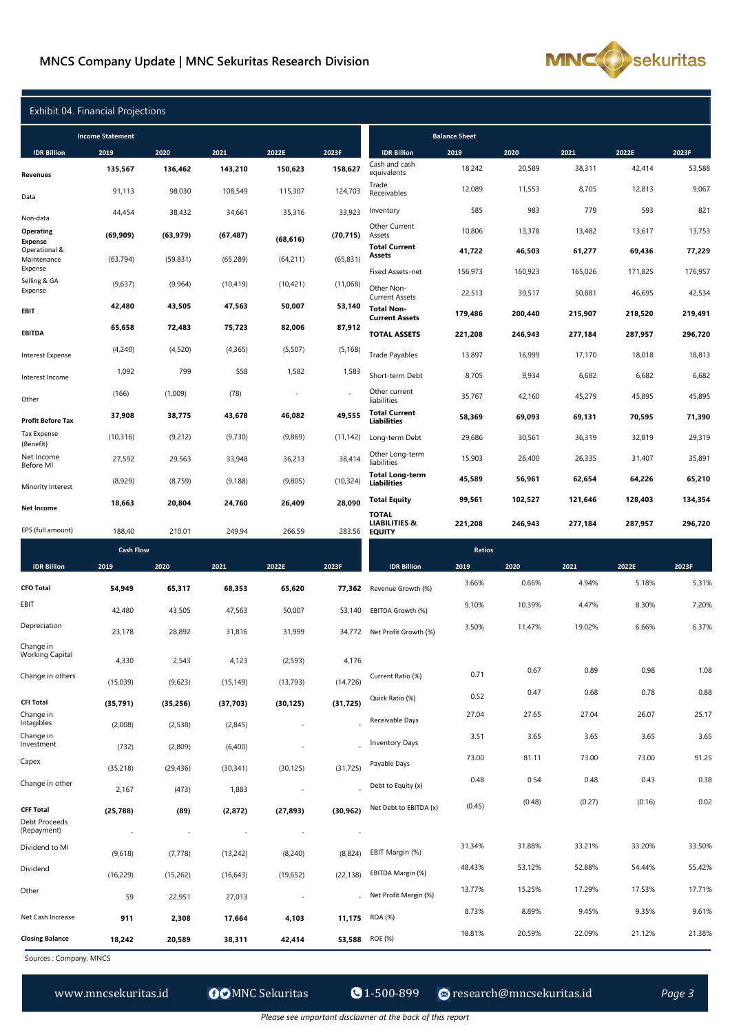## Exhibit 04. Financial Projections

**Income Statement**

| IDR Billion | 2019 | 2020 | 2021 | 2022E | 2023F |
|---|---|---|---|---|---|
| **Revenues** | **135,567** | **136,462** | **143,210** | **150,623** | **158,627** |
| Data | 91,113 | 98,030 | 108,549 | 115,307 | 124,703 |
| Non-data | 44,454 | 38,432 | 34,661 | 35,316 | 33,923 |
| **Operating Expense** | **(69,909)** | **(63,979)** | **(67,487)** | **(68,616)** | **(70,715)** |
| Operational & Maintenance Expense | (63,794) | (59,831) | (65,289) | (64,211) | (65,831) |
| Selling & GA Expense | (9,637) | (9,964) | (10,419) | (10,421) | (11,068) |
| **EBIT** | **42,480** | **43,505** | **47,563** | **50,007** | **53,140** |
| **EBITDA** | **65,658** | **72,483** | **75,723** | **82,006** | **87,912** |
| Interest Expense | (4,240) | (4,520) | (4,365) | (5,507) | (5,168) |
| Interest Income | 1,092 | 799 | 558 | 1,582 | 1,583 |
| Other | (166) | (1,009) | (78) | - | - |
| **Profit Before Tax** | **37,908** | **38,775** | **43,678** | **46,082** | **49,555** |
| Tax Expense (Benefit) | (10,316) | (9,212) | (9,730) | (9,869) | (11,142) |
| Net Income Before MI | 27,592 | 29,563 | 33,948 | 36,213 | 38,414 |
| Minority Interest | (8,929) | (8,759) | (9,188) | (9,805) | (10,324) |
| **Net Income** | **18,663** | **20,804** | **24,760** | **26,409** | **28,090** |
| EPS (full amount) | 188.40 | 210.01 | 249.94 | 266.59 | 283.56 |

**Balance Sheet**

| IDR Billion | 2019 | 2020 | 2021 | 2022E | 2023F |
|---|---|---|---|---|---|
| Cash and cash equivalents | 18,242 | 20,589 | 38,311 | 42,414 | 53,588 |
| Trade Receivables | 12,089 | 11,553 | 8,705 | 12,813 | 9,067 |
| Inventory | 585 | 983 | 779 | 593 | 821 |
| Other Current Assets | 10,806 | 13,378 | 13,482 | 13,617 | 13,753 |
| **Total Current Assets** | **41,722** | **46,503** | **61,277** | **69,436** | **77,229** |
| Fixed Assets-net | 156,973 | 160,923 | 165,026 | 171,825 | 176,957 |
| Other Non-Current Assets | 22,513 | 39,517 | 50,881 | 46,695 | 42,534 |
| **Total Non-Current Assets** | **179,486** | **200,440** | **215,907** | **218,520** | **219,491** |
| **TOTAL ASSETS** | **221,208** | **246,943** | **277,184** | **287,957** | **296,720** |
| Trade Payables | 13,897 | 16,999 | 17,170 | 18,018 | 18,813 |
| Short-term Debt | 8,705 | 9,934 | 6,682 | 6,682 | 6,682 |
| Other current liabilities | 35,767 | 42,160 | 45,279 | 45,895 | 45,895 |
| **Total Current Liabilities** | **58,369** | **69,093** | **69,131** | **70,595** | **71,390** |
| Long-term Debt | 29,686 | 30,561 | 36,319 | 32,819 | 29,319 |
| Other Long-term liabilities | 15,903 | 26,400 | 26,335 | 31,407 | 35,891 |
| **Total Long-term Liabilities** | **45,589** | **56,961** | **62,654** | **64,226** | **65,210** |
| **Total Equity** | **99,561** | **102,527** | **121,646** | **128,403** | **134,354** |
| **TOTAL LIABILITIES & EQUITY** | **221,208** | **246,943** | **277,184** | **287,957** | **296,720** |

**Cash Flow**

| IDR Billion | 2019 | 2020 | 2021 | 2022E | 2023F |
|---|---|---|---|---|---|
| **CFO Total** | **54,949** | **65,317** | **68,353** | **65,620** | **77,362** |
| EBIT | 42,480 | 43,505 | 47,563 | 50,007 | 53,140 |
| Depreciation | 23,178 | 28,892 | 31,816 | 31,999 | 34,772 |
| Change in Working Capital | 4,330 | 2,543 | 4,123 | (2,593) | 4,176 |
| Change in others | (15,039) | (9,623) | (15,149) | (13,793) | (14,726) |
| **CFI Total** | **(35,791)** | **(35,256)** | **(37,703)** | **(30,125)** | **(31,725)** |
| Change in Intagibles | (2,008) | (2,538) | (2,845) | - | - |
| Change in Investment | (732) | (2,809) | (6,400) | - | - |
| Capex | (35,218) | (29,436) | (30,341) | (30,125) | (31,725) |
| Change in other | 2,167 | (473) | 1,883 | - | - |
| **CFF Total** | **(25,788)** | **(89)** | **(2,872)** | **(27,893)** | **(30,962)** |
| Debt Proceeds (Repayment) | - | - | - | - | - |
| Dividend to MI | (9,618) | (7,778) | (13,242) | (8,240) | (8,824) |
| Dividend | (16,229) | (15,262) | (16,643) | (19,652) | (22,138) |
| Other | 59 | 22,951 | 27,013 | - | - |
| Net Cash Increase | **911** | **2,308** | **17,664** | **4,103** | **11,175** |
| **Closing Balance** | **18,242** | **20,589** | **38,311** | **42,414** | **53,588** |

**Ratios**

| IDR Billion | 2019 | 2020 | 2021 | 2022E | 2023F |
|---|---|---|---|---|---|
| Revenue Growth (%) | 3.66% | 0.66% | 4.94% | 5.18% | 5.31% |
| EBITDA Growth (%) | 9.10% | 10.39% | 4.47% | 8.30% | 7.20% |
| Net Profit Growth (%) | 3.50% | 11.47% | 19.02% | 6.66% | 6.37% |
| Current Ratio (%) | 0.71 | 0.67 | 0.89 | 0.98 | 1.08 |
| Quick Ratio (%) | 0.52 | 0.47 | 0.68 | 0.78 | 0.88 |
| Receivable Days | 27.04 | 27.65 | 27.04 | 26.07 | 25.17 |
| Inventory Days | 3.51 | 3.65 | 3.65 | 3.65 | 3.65 |
| Payable Days | 73.00 | 81.11 | 73.00 | 73.00 | 91.25 |
| Debt to Equity (x) | 0.48 | 0.54 | 0.48 | 0.43 | 0.38 |
| Net Debt to EBITDA (x) | (0.45) | (0.48) | (0.27) | (0.16) | 0.02 |
| EBIT Margin (%) | 31.34% | 31.88% | 33.21% | 33.20% | 33.50% |
| EBITDA Margin (%) | 48.43% | 53.12% | 52.88% | 54.44% | 55.42% |
| Net Profit Margin (%) | 13.77% | 15.25% | 17.29% | 17.53% | 17.71% |
| ROA (%) | 8.73% | 8.89% | 9.45% | 9.35% | 9.61% |
| ROE (%) | 18.81% | 20.59% | 22.09% | 21.12% | 21.38% |

Sources : Company, MNCS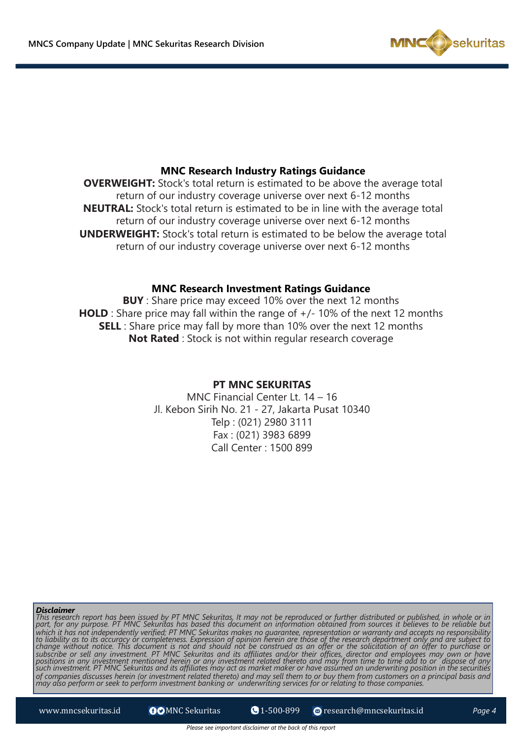**MNC Research Industry Ratings Guidance**

**OVERWEIGHT:** Stock's total return is estimated to be above the average total return of our industry coverage universe over next 6-12 months

**NEUTRAL:** Stock's total return is estimated to be in line with the average total return of our industry coverage universe over next 6-12 months

**UNDERWEIGHT:** Stock's total return is estimated to be below the average total return of our industry coverage universe over next 6-12 months

**MNC Research Investment Ratings Guidance**

**BUY** : Share price may exceed 10% over the next 12 months

**HOLD** : Share price may fall within the range of +/- 10% of the next 12 months

**SELL** : Share price may fall by more than 10% over the next 12 months

**Not Rated** : Stock is not within regular research coverage

**PT MNC SEKURITAS**

MNC Financial Center Lt. 14 – 16

Jl. Kebon Sirih No. 21 - 27, Jakarta Pusat 10340

Telp : (021) 2980 3111

Fax : (021) 3983 6899

Call Center : 1500 899

***Disclaimer***

*This research report has been issued by PT MNC Sekuritas, It may not be reproduced or further distributed or published, in whole or in part, for any purpose. PT MNC Sekuritas has based this document on information obtained from sources it believes to be reliable but which it has not independently verified; PT MNC Sekuritas makes no guarantee, representation or warranty and accepts no responsibility to liability as to its accuracy or completeness. Expression of opinion herein are those of the research department only and are subject to change without notice. This document is not and should not be construed as an offer or the solicitation of an offer to purchase or subscribe or sell any investment. PT MNC Sekuritas and its affiliates and/or their offices, director and employees may own or have positions in any investment mentioned herein or any investment related thereto and may from time to time add to or dispose of any such investment. PT MNC Sekuritas and its affiliates may act as market maker or have assumed an underwriting position in the securities of companies discusses herein (or investment related thereto) and may sell them to or buy them from customers on a principal basis and may also perform or seek to perform investment banking or underwriting services for or relating to those companies.*